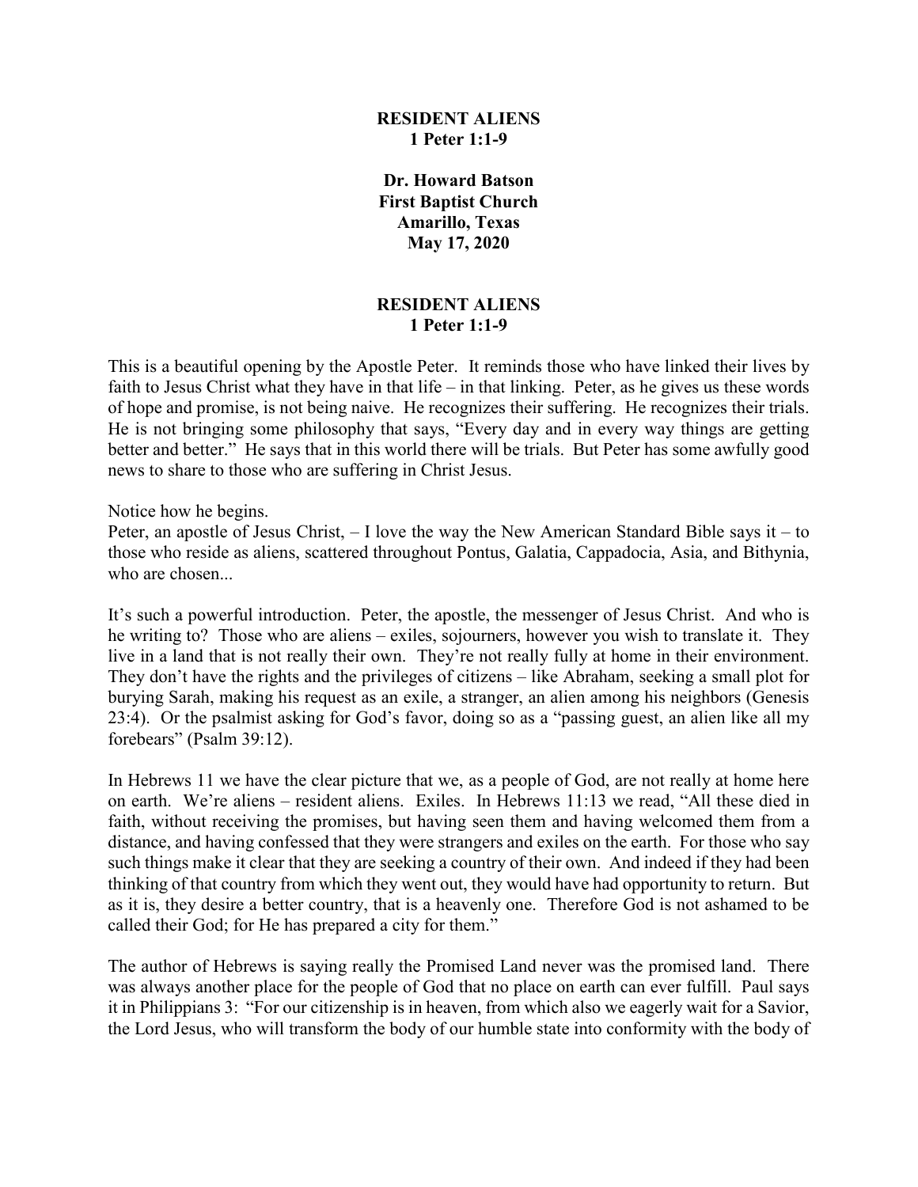**RESIDENT ALIENS**
**1 Peter 1:1-9**

**Dr. Howard Batson**
**First Baptist Church**
**Amarillo, Texas**
**May 17, 2020**

# RESIDENT ALIENS
## 1 Peter 1:1-9

This is a beautiful opening by the Apostle Peter. It reminds those who have linked their lives by faith to Jesus Christ what they have in that life – in that linking. Peter, as he gives us these words of hope and promise, is not being naive. He recognizes their suffering. He recognizes their trials. He is not bringing some philosophy that says, "Every day and in every way things are getting better and better." He says that in this world there will be trials. But Peter has some awfully good news to share to those who are suffering in Christ Jesus.

Notice how he begins.
Peter, an apostle of Jesus Christ, – I love the way the New American Standard Bible says it – to those who reside as aliens, scattered throughout Pontus, Galatia, Cappadocia, Asia, and Bithynia, who are chosen...

It's such a powerful introduction. Peter, the apostle, the messenger of Jesus Christ. And who is he writing to? Those who are aliens – exiles, sojourners, however you wish to translate it. They live in a land that is not really their own. They're not really fully at home in their environment. They don't have the rights and the privileges of citizens – like Abraham, seeking a small plot for burying Sarah, making his request as an exile, a stranger, an alien among his neighbors (Genesis 23:4). Or the psalmist asking for God's favor, doing so as a "passing guest, an alien like all my forebears" (Psalm 39:12).

In Hebrews 11 we have the clear picture that we, as a people of God, are not really at home here on earth. We're aliens – resident aliens. Exiles. In Hebrews 11:13 we read, "All these died in faith, without receiving the promises, but having seen them and having welcomed them from a distance, and having confessed that they were strangers and exiles on the earth. For those who say such things make it clear that they are seeking a country of their own. And indeed if they had been thinking of that country from which they went out, they would have had opportunity to return. But as it is, they desire a better country, that is a heavenly one. Therefore God is not ashamed to be called their God; for He has prepared a city for them."

The author of Hebrews is saying really the Promised Land never was the promised land. There was always another place for the people of God that no place on earth can ever fulfill. Paul says it in Philippians 3: "For our citizenship is in heaven, from which also we eagerly wait for a Savior, the Lord Jesus, who will transform the body of our humble state into conformity with the body of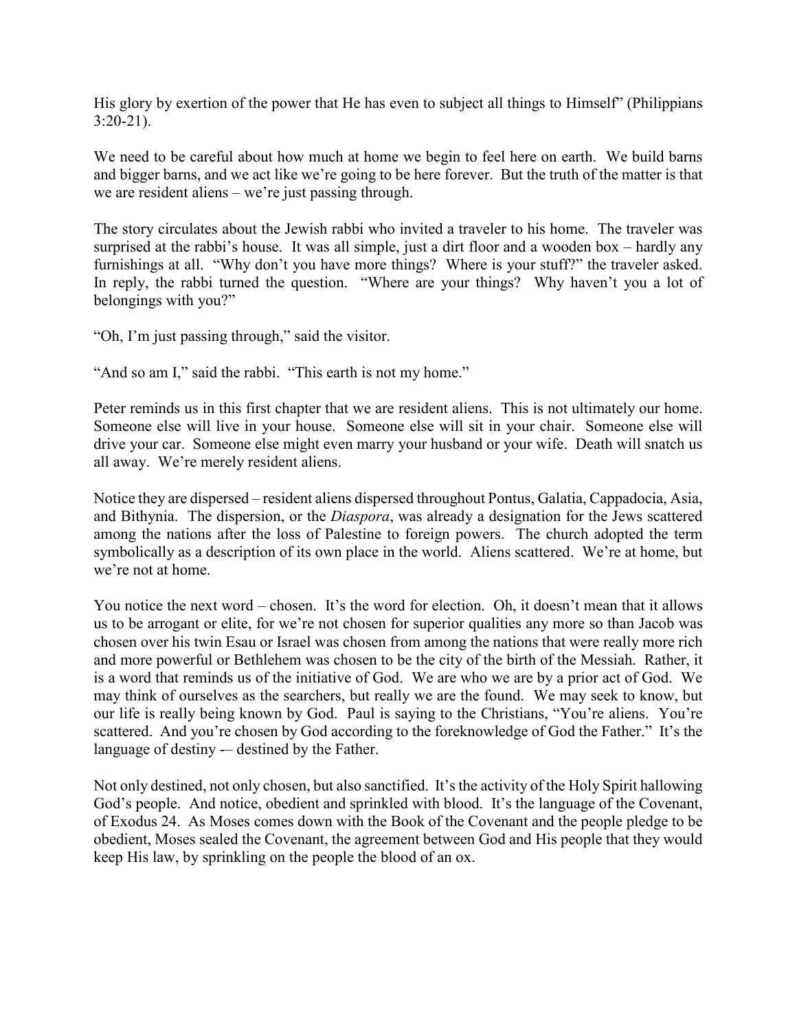His glory by exertion of the power that He has even to subject all things to Himself" (Philippians 3:20-21).

We need to be careful about how much at home we begin to feel here on earth. We build barns and bigger barns, and we act like we're going to be here forever. But the truth of the matter is that we are resident aliens – we're just passing through.

The story circulates about the Jewish rabbi who invited a traveler to his home. The traveler was surprised at the rabbi's house. It was all simple, just a dirt floor and a wooden box – hardly any furnishings at all. "Why don't you have more things? Where is your stuff?" the traveler asked. In reply, the rabbi turned the question. "Where are your things? Why haven't you a lot of belongings with you?"

"Oh, I'm just passing through," said the visitor.

"And so am I," said the rabbi. "This earth is not my home."

Peter reminds us in this first chapter that we are resident aliens. This is not ultimately our home. Someone else will live in your house. Someone else will sit in your chair. Someone else will drive your car. Someone else might even marry your husband or your wife. Death will snatch us all away. We're merely resident aliens.

Notice they are dispersed – resident aliens dispersed throughout Pontus, Galatia, Cappadocia, Asia, and Bithynia. The dispersion, or the *Diaspora*, was already a designation for the Jews scattered among the nations after the loss of Palestine to foreign powers. The church adopted the term symbolically as a description of its own place in the world. Aliens scattered. We're at home, but we're not at home.

You notice the next word – chosen. It's the word for election. Oh, it doesn't mean that it allows us to be arrogant or elite, for we're not chosen for superior qualities any more so than Jacob was chosen over his twin Esau or Israel was chosen from among the nations that were really more rich and more powerful or Bethlehem was chosen to be the city of the birth of the Messiah. Rather, it is a word that reminds us of the initiative of God. We are who we are by a prior act of God. We may think of ourselves as the searchers, but really we are the found. We may seek to know, but our life is really being known by God. Paul is saying to the Christians, "You're aliens. You're scattered. And you're chosen by God according to the foreknowledge of God the Father." It's the language of destiny -– destined by the Father.

Not only destined, not only chosen, but also sanctified. It's the activity of the Holy Spirit hallowing God's people. And notice, obedient and sprinkled with blood. It's the language of the Covenant, of Exodus 24. As Moses comes down with the Book of the Covenant and the people pledge to be obedient, Moses sealed the Covenant, the agreement between God and His people that they would keep His law, by sprinkling on the people the blood of an ox.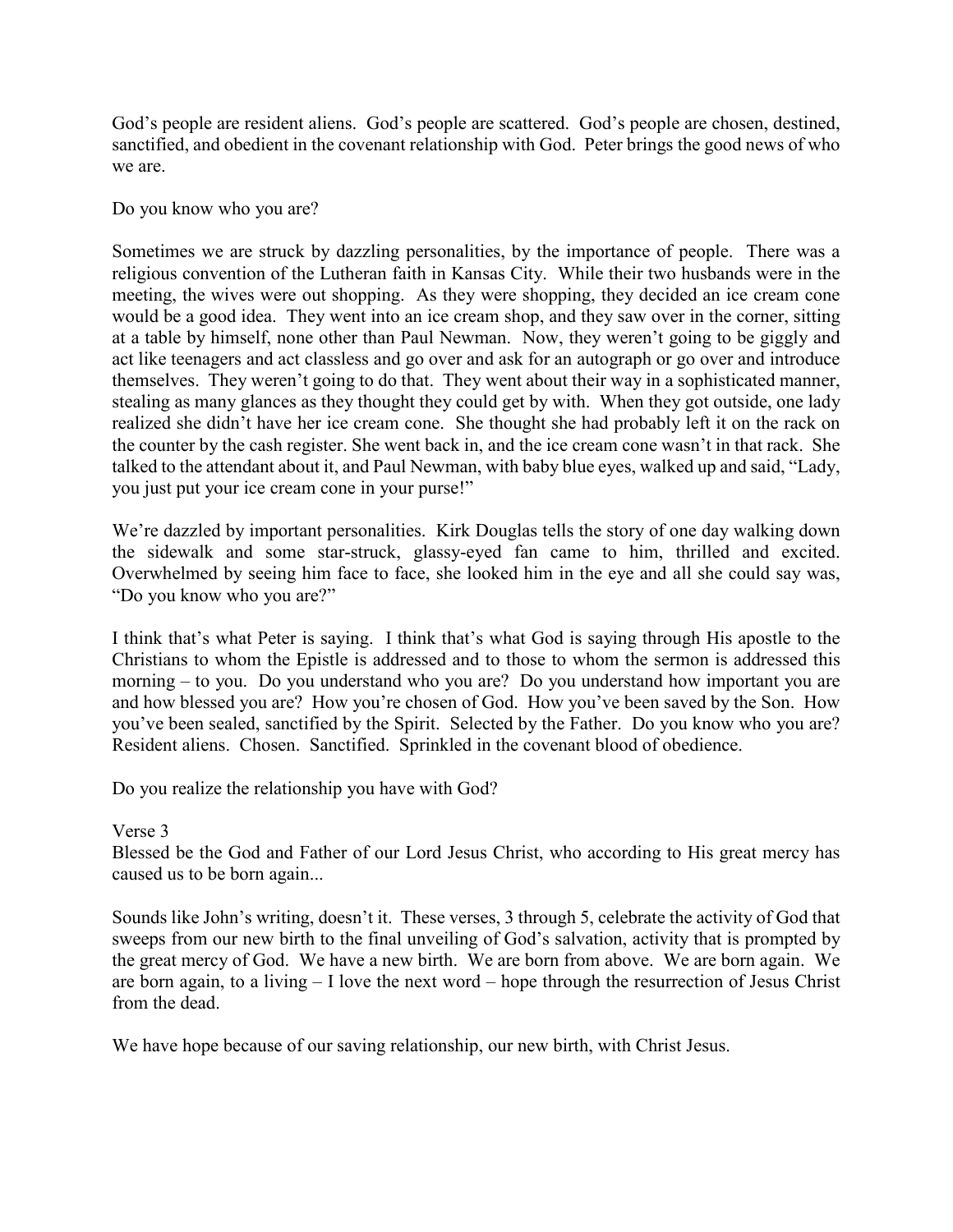God's people are resident aliens. God's people are scattered. God's people are chosen, destined, sanctified, and obedient in the covenant relationship with God. Peter brings the good news of who we are.

Do you know who you are?

Sometimes we are struck by dazzling personalities, by the importance of people. There was a religious convention of the Lutheran faith in Kansas City. While their two husbands were in the meeting, the wives were out shopping. As they were shopping, they decided an ice cream cone would be a good idea. They went into an ice cream shop, and they saw over in the corner, sitting at a table by himself, none other than Paul Newman. Now, they weren't going to be giggly and act like teenagers and act classless and go over and ask for an autograph or go over and introduce themselves. They weren't going to do that. They went about their way in a sophisticated manner, stealing as many glances as they thought they could get by with. When they got outside, one lady realized she didn't have her ice cream cone. She thought she had probably left it on the rack on the counter by the cash register. She went back in, and the ice cream cone wasn't in that rack. She talked to the attendant about it, and Paul Newman, with baby blue eyes, walked up and said, "Lady, you just put your ice cream cone in your purse!"

We're dazzled by important personalities. Kirk Douglas tells the story of one day walking down the sidewalk and some star-struck, glassy-eyed fan came to him, thrilled and excited. Overwhelmed by seeing him face to face, she looked him in the eye and all she could say was, "Do you know who you are?"

I think that's what Peter is saying. I think that's what God is saying through His apostle to the Christians to whom the Epistle is addressed and to those to whom the sermon is addressed this morning – to you. Do you understand who you are? Do you understand how important you are and how blessed you are? How you're chosen of God. How you've been saved by the Son. How you've been sealed, sanctified by the Spirit. Selected by the Father. Do you know who you are? Resident aliens. Chosen. Sanctified. Sprinkled in the covenant blood of obedience.

Do you realize the relationship you have with God?

Verse 3
Blessed be the God and Father of our Lord Jesus Christ, who according to His great mercy has caused us to be born again...

Sounds like John's writing, doesn't it. These verses, 3 through 5, celebrate the activity of God that sweeps from our new birth to the final unveiling of God's salvation, activity that is prompted by the great mercy of God. We have a new birth. We are born from above. We are born again. We are born again, to a living – I love the next word – hope through the resurrection of Jesus Christ from the dead.

We have hope because of our saving relationship, our new birth, with Christ Jesus.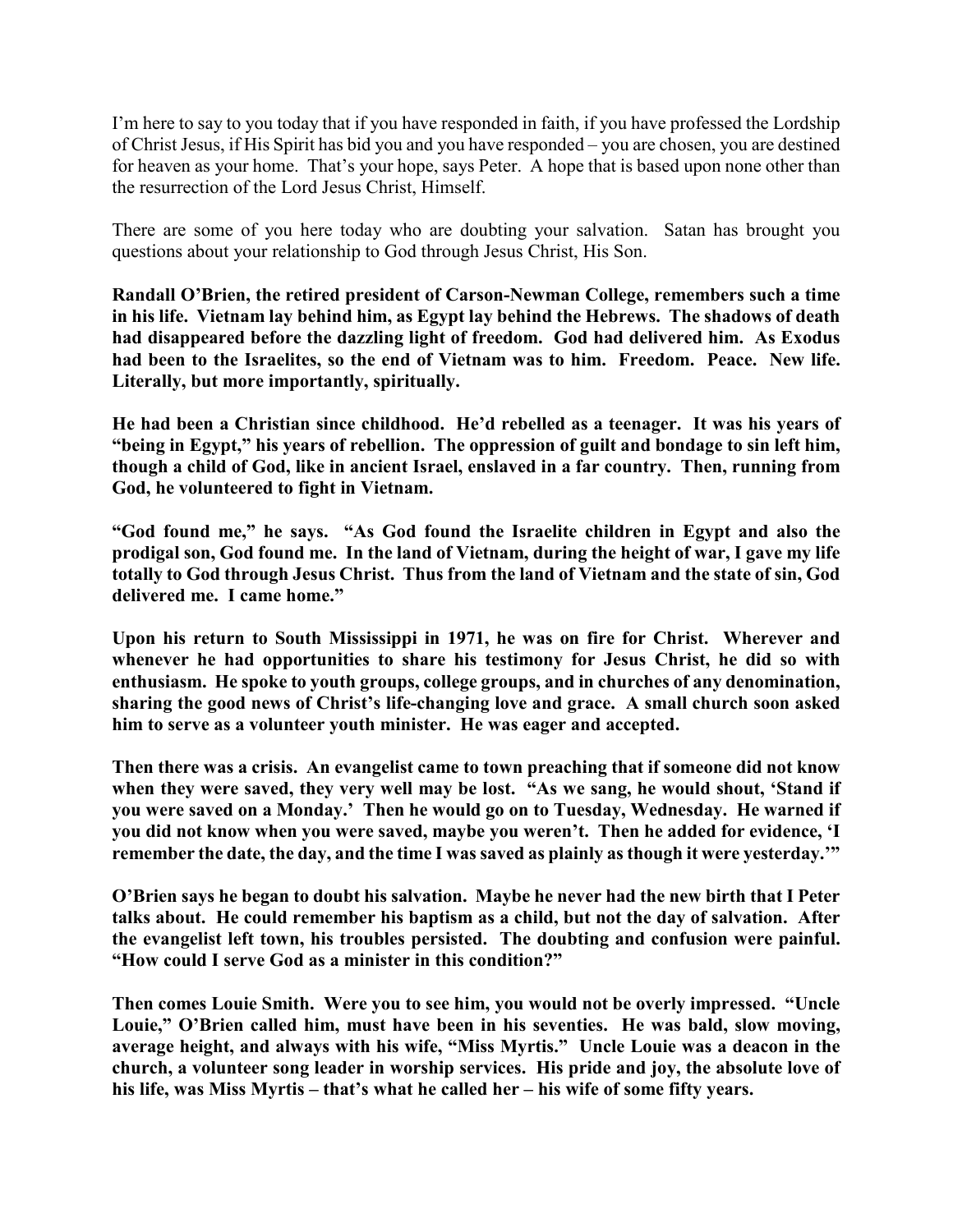I'm here to say to you today that if you have responded in faith, if you have professed the Lordship of Christ Jesus, if His Spirit has bid you and you have responded – you are chosen, you are destined for heaven as your home. That's your hope, says Peter. A hope that is based upon none other than the resurrection of the Lord Jesus Christ, Himself.

There are some of you here today who are doubting your salvation. Satan has brought you questions about your relationship to God through Jesus Christ, His Son.

**Randall O'Brien, the retired president of Carson-Newman College, remembers such a time in his life. Vietnam lay behind him, as Egypt lay behind the Hebrews. The shadows of death had disappeared before the dazzling light of freedom. God had delivered him. As Exodus had been to the Israelites, so the end of Vietnam was to him. Freedom. Peace. New life. Literally, but more importantly, spiritually.**

**He had been a Christian since childhood. He'd rebelled as a teenager. It was his years of "being in Egypt," his years of rebellion. The oppression of guilt and bondage to sin left him, though a child of God, like in ancient Israel, enslaved in a far country. Then, running from God, he volunteered to fight in Vietnam.**

**"God found me," he says. "As God found the Israelite children in Egypt and also the prodigal son, God found me. In the land of Vietnam, during the height of war, I gave my life totally to God through Jesus Christ. Thus from the land of Vietnam and the state of sin, God delivered me. I came home."**

**Upon his return to South Mississippi in 1971, he was on fire for Christ. Wherever and whenever he had opportunities to share his testimony for Jesus Christ, he did so with enthusiasm. He spoke to youth groups, college groups, and in churches of any denomination, sharing the good news of Christ's life-changing love and grace. A small church soon asked him to serve as a volunteer youth minister. He was eager and accepted.**

**Then there was a crisis. An evangelist came to town preaching that if someone did not know when they were saved, they very well may be lost. "As we sang, he would shout, 'Stand if you were saved on a Monday.' Then he would go on to Tuesday, Wednesday. He warned if you did not know when you were saved, maybe you weren't. Then he added for evidence, 'I remember the date, the day, and the time I was saved as plainly as though it were yesterday.'"**

**O'Brien says he began to doubt his salvation. Maybe he never had the new birth that I Peter talks about. He could remember his baptism as a child, but not the day of salvation. After the evangelist left town, his troubles persisted. The doubting and confusion were painful. "How could I serve God as a minister in this condition?"**

**Then comes Louie Smith. Were you to see him, you would not be overly impressed. "Uncle Louie," O'Brien called him, must have been in his seventies. He was bald, slow moving, average height, and always with his wife, "Miss Myrtis." Uncle Louie was a deacon in the church, a volunteer song leader in worship services. His pride and joy, the absolute love of his life, was Miss Myrtis – that's what he called her – his wife of some fifty years.**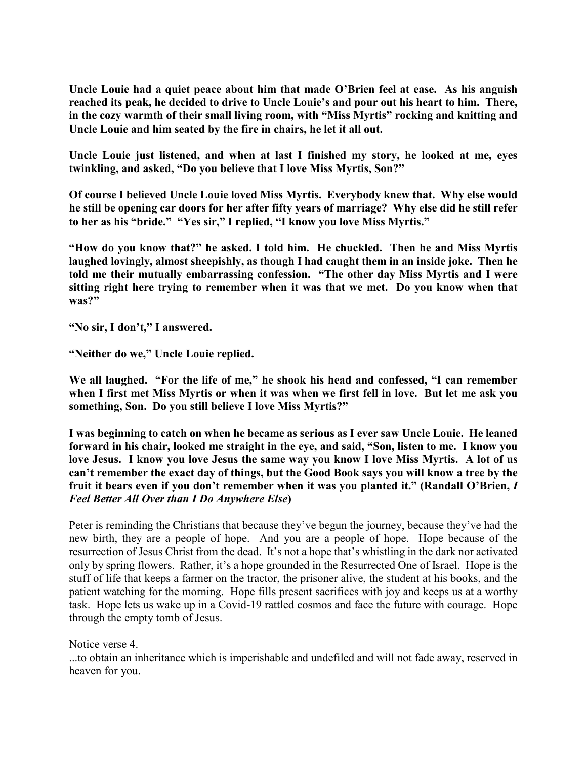**Uncle Louie had a quiet peace about him that made O'Brien feel at ease. As his anguish reached its peak, he decided to drive to Uncle Louie's and pour out his heart to him. There, in the cozy warmth of their small living room, with "Miss Myrtis" rocking and knitting and Uncle Louie and him seated by the fire in chairs, he let it all out.**

**Uncle Louie just listened, and when at last I finished my story, he looked at me, eyes twinkling, and asked, "Do you believe that I love Miss Myrtis, Son?"**

**Of course I believed Uncle Louie loved Miss Myrtis. Everybody knew that. Why else would he still be opening car doors for her after fifty years of marriage? Why else did he still refer to her as his "bride." "Yes sir," I replied, "I know you love Miss Myrtis."**

**"How do you know that?" he asked. I told him. He chuckled. Then he and Miss Myrtis laughed lovingly, almost sheepishly, as though I had caught them in an inside joke. Then he told me their mutually embarrassing confession. "The other day Miss Myrtis and I were sitting right here trying to remember when it was that we met. Do you know when that was?"**

**"No sir, I don't," I answered.**

**"Neither do we," Uncle Louie replied.**

**We all laughed. "For the life of me," he shook his head and confessed, "I can remember when I first met Miss Myrtis or when it was when we first fell in love. But let me ask you something, Son. Do you still believe I love Miss Myrtis?"**

**I was beginning to catch on when he became as serious as I ever saw Uncle Louie. He leaned forward in his chair, looked me straight in the eye, and said, "Son, listen to me. I know you love Jesus. I know you love Jesus the same way you know I love Miss Myrtis. A lot of us can't remember the exact day of things, but the Good Book says you will know a tree by the fruit it bears even if you don't remember when it was you planted it." (Randall O'Brien, *I Feel Better All Over than I Do Anywhere Else*)**

Peter is reminding the Christians that because they've begun the journey, because they've had the new birth, they are a people of hope. And you are a people of hope. Hope because of the resurrection of Jesus Christ from the dead. It's not a hope that's whistling in the dark nor activated only by spring flowers. Rather, it's a hope grounded in the Resurrected One of Israel. Hope is the stuff of life that keeps a farmer on the tractor, the prisoner alive, the student at his books, and the patient watching for the morning. Hope fills present sacrifices with joy and keeps us at a worthy task. Hope lets us wake up in a Covid-19 rattled cosmos and face the future with courage. Hope through the empty tomb of Jesus.

Notice verse 4.
...to obtain an inheritance which is imperishable and undefiled and will not fade away, reserved in heaven for you.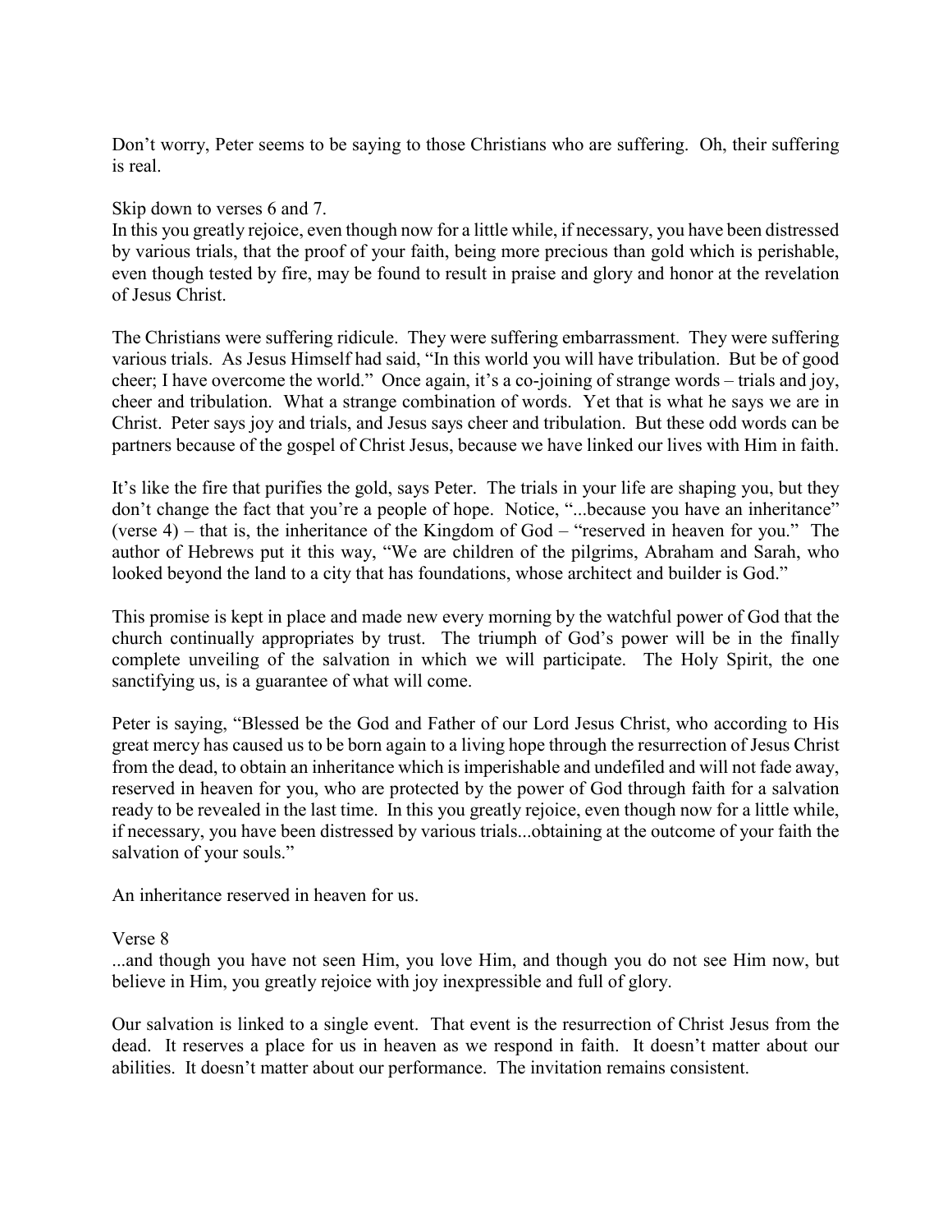Don't worry, Peter seems to be saying to those Christians who are suffering. Oh, their suffering is real.

Skip down to verses 6 and 7.
In this you greatly rejoice, even though now for a little while, if necessary, you have been distressed by various trials, that the proof of your faith, being more precious than gold which is perishable, even though tested by fire, may be found to result in praise and glory and honor at the revelation of Jesus Christ.

The Christians were suffering ridicule. They were suffering embarrassment. They were suffering various trials. As Jesus Himself had said, "In this world you will have tribulation. But be of good cheer; I have overcome the world." Once again, it's a co-joining of strange words – trials and joy, cheer and tribulation. What a strange combination of words. Yet that is what he says we are in Christ. Peter says joy and trials, and Jesus says cheer and tribulation. But these odd words can be partners because of the gospel of Christ Jesus, because we have linked our lives with Him in faith.

It's like the fire that purifies the gold, says Peter. The trials in your life are shaping you, but they don't change the fact that you're a people of hope. Notice, "...because you have an inheritance" (verse 4) – that is, the inheritance of the Kingdom of God – "reserved in heaven for you." The author of Hebrews put it this way, "We are children of the pilgrims, Abraham and Sarah, who looked beyond the land to a city that has foundations, whose architect and builder is God."

This promise is kept in place and made new every morning by the watchful power of God that the church continually appropriates by trust. The triumph of God's power will be in the finally complete unveiling of the salvation in which we will participate. The Holy Spirit, the one sanctifying us, is a guarantee of what will come.

Peter is saying, "Blessed be the God and Father of our Lord Jesus Christ, who according to His great mercy has caused us to be born again to a living hope through the resurrection of Jesus Christ from the dead, to obtain an inheritance which is imperishable and undefiled and will not fade away, reserved in heaven for you, who are protected by the power of God through faith for a salvation ready to be revealed in the last time. In this you greatly rejoice, even though now for a little while, if necessary, you have been distressed by various trials...obtaining at the outcome of your faith the salvation of your souls."

An inheritance reserved in heaven for us.

Verse 8
...and though you have not seen Him, you love Him, and though you do not see Him now, but believe in Him, you greatly rejoice with joy inexpressible and full of glory.

Our salvation is linked to a single event. That event is the resurrection of Christ Jesus from the dead. It reserves a place for us in heaven as we respond in faith. It doesn't matter about our abilities. It doesn't matter about our performance. The invitation remains consistent.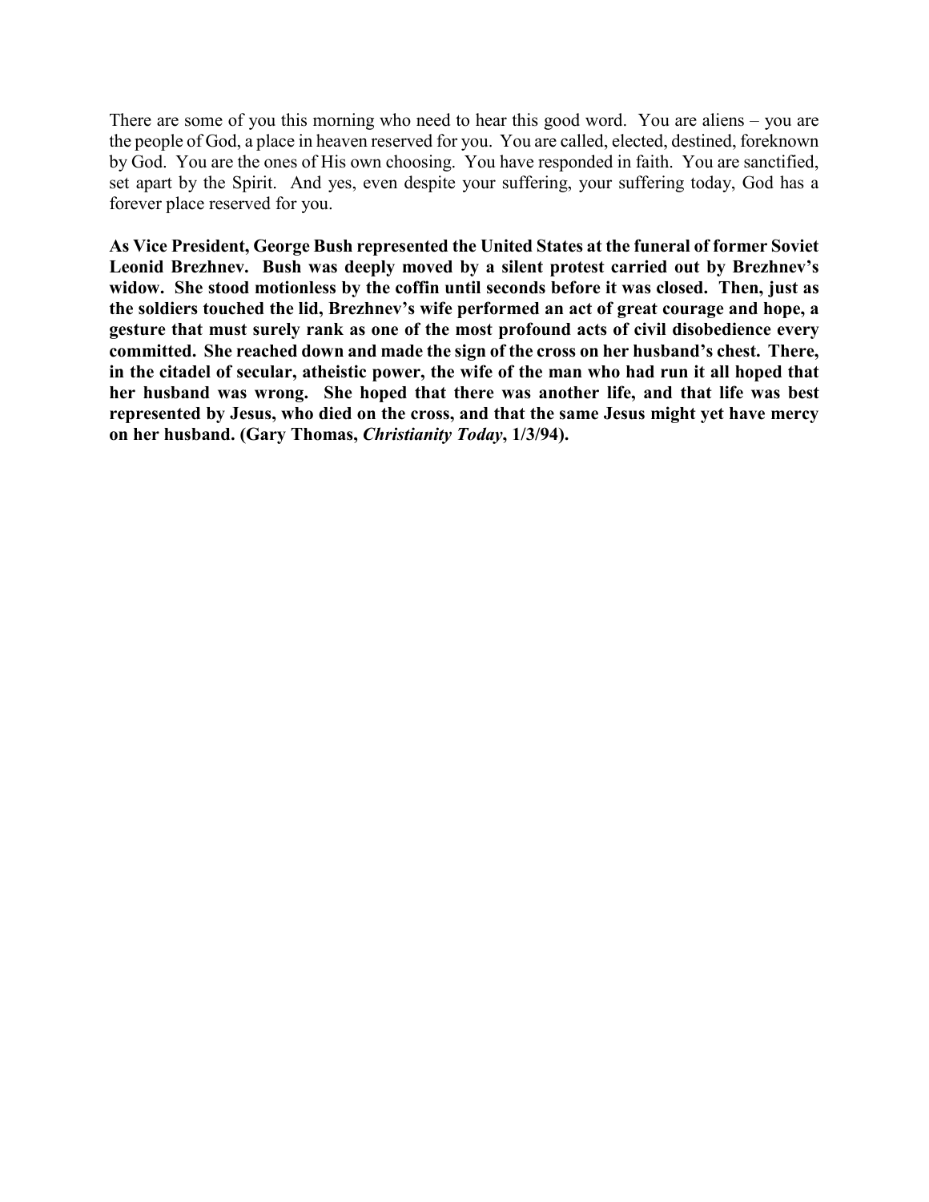There are some of you this morning who need to hear this good word. You are aliens – you are the people of God, a place in heaven reserved for you. You are called, elected, destined, foreknown by God. You are the ones of His own choosing. You have responded in faith. You are sanctified, set apart by the Spirit. And yes, even despite your suffering, your suffering today, God has a forever place reserved for you.

**As Vice President, George Bush represented the United States at the funeral of former Soviet Leonid Brezhnev. Bush was deeply moved by a silent protest carried out by Brezhnev's widow. She stood motionless by the coffin until seconds before it was closed. Then, just as the soldiers touched the lid, Brezhnev's wife performed an act of great courage and hope, a gesture that must surely rank as one of the most profound acts of civil disobedience every committed. She reached down and made the sign of the cross on her husband's chest. There, in the citadel of secular, atheistic power, the wife of the man who had run it all hoped that her husband was wrong. She hoped that there was another life, and that life was best represented by Jesus, who died on the cross, and that the same Jesus might yet have mercy on her husband. (Gary Thomas, *Christianity Today*, 1/3/94).**